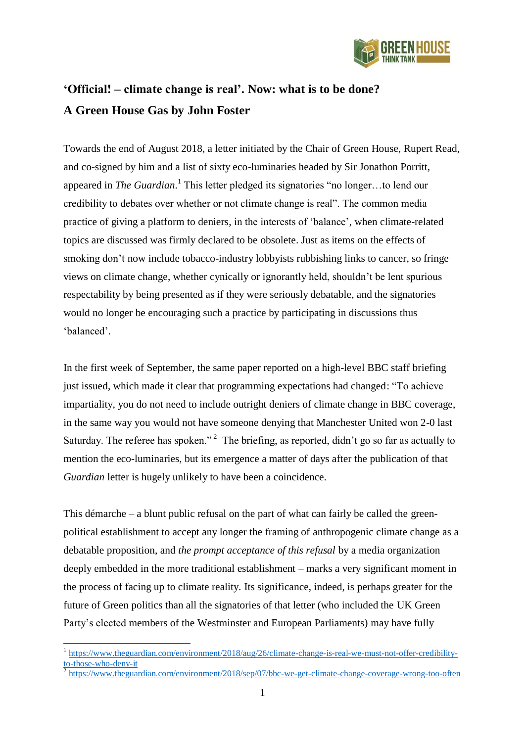## 'Official! – climate change is real'. Now: what is to be done?

## A Green House Gas by John Foster

Towards the end of August 2018, a letter initiated by the Chair of Green House, Rupert Read, and co-signed by him and a list of sixty eco-luminaries headed by Sir Jonathon Porritt, appeared in *The Guardian*.[1] This letter pledged its signatories "no longer…to lend our credibility to debates over whether or not climate change is real". The common media practice of giving a platform to deniers, in the interests of 'balance', when climate-related topics are discussed was firmly declared to be obsolete. Just as items on the effects of smoking don't now include tobacco-industry lobbyists rubbishing links to cancer, so fringe views on climate change, whether cynically or ignorantly held, shouldn't be lent spurious respectability by being presented as if they were seriously debatable, and the signatories would no longer be encouraging such a practice by participating in discussions thus 'balanced'.

In the first week of September, the same paper reported on a high-level BBC staff briefing just issued, which made it clear that programming expectations had changed: "To achieve impartiality, you do not need to include outright deniers of climate change in BBC coverage, in the same way you would not have someone denying that Manchester United won 2-0 last Saturday. The referee has spoken."[2] The briefing, as reported, didn't go so far as actually to mention the eco-luminaries, but its emergence a matter of days after the publication of that *Guardian* letter is hugely unlikely to have been a coincidence.

This démarche – a blunt public refusal on the part of what can fairly be called the green-political establishment to accept any longer the framing of anthropogenic climate change as a debatable proposition, and *the prompt acceptance of this refusal* by a media organization deeply embedded in the more traditional establishment – marks a very significant moment in the process of facing up to climate reality. Its significance, indeed, is perhaps greater for the future of Green politics than all the signatories of that letter (who included the UK Green Party's elected members of the Westminster and European Parliaments) may have fully

---

[1] https://www.theguardian.com/environment/2018/aug/26/climate-change-is-real-we-must-not-offer-credibility-to-those-who-deny-it

[2] https://www.theguardian.com/environment/2018/sep/07/bbc-we-get-climate-change-coverage-wrong-too-often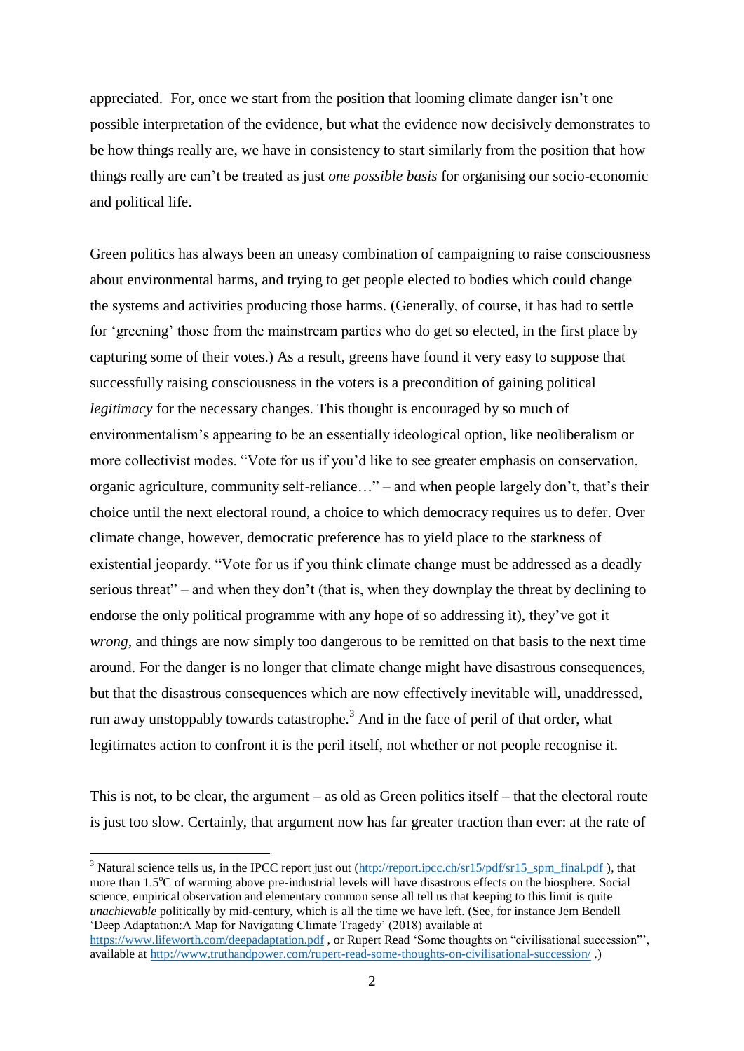appreciated. For, once we start from the position that looming climate danger isn't one possible interpretation of the evidence, but what the evidence now decisively demonstrates to be how things really are, we have in consistency to start similarly from the position that how things really are can't be treated as just *one possible basis* for organising our socio-economic and political life.

Green politics has always been an uneasy combination of campaigning to raise consciousness about environmental harms, and trying to get people elected to bodies which could change the systems and activities producing those harms. (Generally, of course, it has had to settle for 'greening' those from the mainstream parties who do get so elected, in the first place by capturing some of their votes.) As a result, greens have found it very easy to suppose that successfully raising consciousness in the voters is a precondition of gaining political *legitimacy* for the necessary changes. This thought is encouraged by so much of environmentalism's appearing to be an essentially ideological option, like neoliberalism or more collectivist modes. "Vote for us if you'd like to see greater emphasis on conservation, organic agriculture, community self-reliance…" – and when people largely don't, that's their choice until the next electoral round, a choice to which democracy requires us to defer. Over climate change, however, democratic preference has to yield place to the starkness of existential jeopardy. "Vote for us if you think climate change must be addressed as a deadly serious threat" – and when they don't (that is, when they downplay the threat by declining to endorse the only political programme with any hope of so addressing it), they've got it *wrong*, and things are now simply too dangerous to be remitted on that basis to the next time around. For the danger is no longer that climate change might have disastrous consequences, but that the disastrous consequences which are now effectively inevitable will, unaddressed, run away unstoppably towards catastrophe.[3] And in the face of peril of that order, what legitimates action to confront it is the peril itself, not whether or not people recognise it.

This is not, to be clear, the argument – as old as Green politics itself – that the electoral route is just too slow. Certainly, that argument now has far greater traction than ever: at the rate of

[3] Natural science tells us, in the IPCC report just out (http://report.ipcc.ch/sr15/pdf/sr15_spm_final.pdf ), that more than 1.5$^{o}$C of warming above pre-industrial levels will have disastrous effects on the biosphere. Social science, empirical observation and elementary common sense all tell us that keeping to this limit is quite *unachievable* politically by mid-century, which is all the time we have left. (See, for instance Jem Bendell 'Deep Adaptation:A Map for Navigating Climate Tragedy' (2018) available at https://www.lifeworth.com/deepadaptation.pdf , or Rupert Read 'Some thoughts on "civilisational succession"', available at http://www.truthandpower.com/rupert-read-some-thoughts-on-civilisational-succession/ .)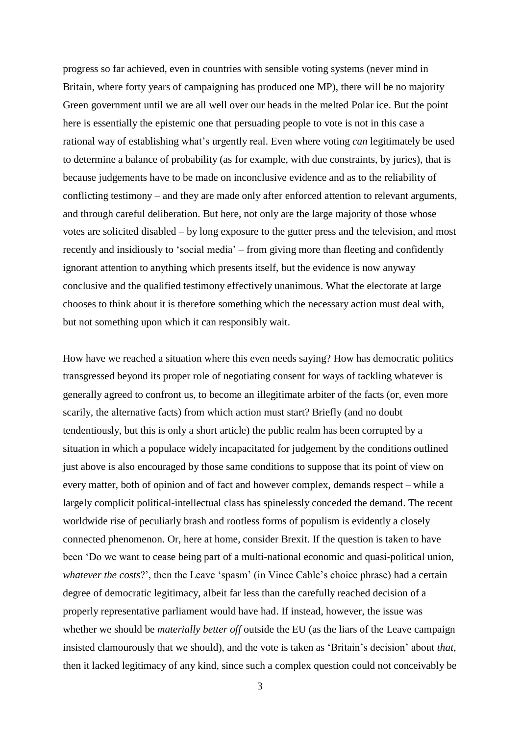progress so far achieved, even in countries with sensible voting systems (never mind in Britain, where forty years of campaigning has produced one MP), there will be no majority Green government until we are all well over our heads in the melted Polar ice. But the point here is essentially the epistemic one that persuading people to vote is not in this case a rational way of establishing what's urgently real. Even where voting *can* legitimately be used to determine a balance of probability (as for example, with due constraints, by juries), that is because judgements have to be made on inconclusive evidence and as to the reliability of conflicting testimony – and they are made only after enforced attention to relevant arguments, and through careful deliberation. But here, not only are the large majority of those whose votes are solicited disabled – by long exposure to the gutter press and the television, and most recently and insidiously to 'social media' – from giving more than fleeting and confidently ignorant attention to anything which presents itself, but the evidence is now anyway conclusive and the qualified testimony effectively unanimous. What the electorate at large chooses to think about it is therefore something which the necessary action must deal with, but not something upon which it can responsibly wait.

How have we reached a situation where this even needs saying? How has democratic politics transgressed beyond its proper role of negotiating consent for ways of tackling whatever is generally agreed to confront us, to become an illegitimate arbiter of the facts (or, even more scarily, the alternative facts) from which action must start? Briefly (and no doubt tendentiously, but this is only a short article) the public realm has been corrupted by a situation in which a populace widely incapacitated for judgement by the conditions outlined just above is also encouraged by those same conditions to suppose that its point of view on every matter, both of opinion and of fact and however complex, demands respect – while a largely complicit political-intellectual class has spinelessly conceded the demand. The recent worldwide rise of peculiarly brash and rootless forms of populism is evidently a closely connected phenomenon. Or, here at home, consider Brexit. If the question is taken to have been 'Do we want to cease being part of a multi-national economic and quasi-political union, *whatever the costs*?', then the Leave 'spasm' (in Vince Cable's choice phrase) had a certain degree of democratic legitimacy, albeit far less than the carefully reached decision of a properly representative parliament would have had. If instead, however, the issue was whether we should be *materially better off* outside the EU (as the liars of the Leave campaign insisted clamourously that we should), and the vote is taken as 'Britain's decision' about *that*, then it lacked legitimacy of any kind, since such a complex question could not conceivably be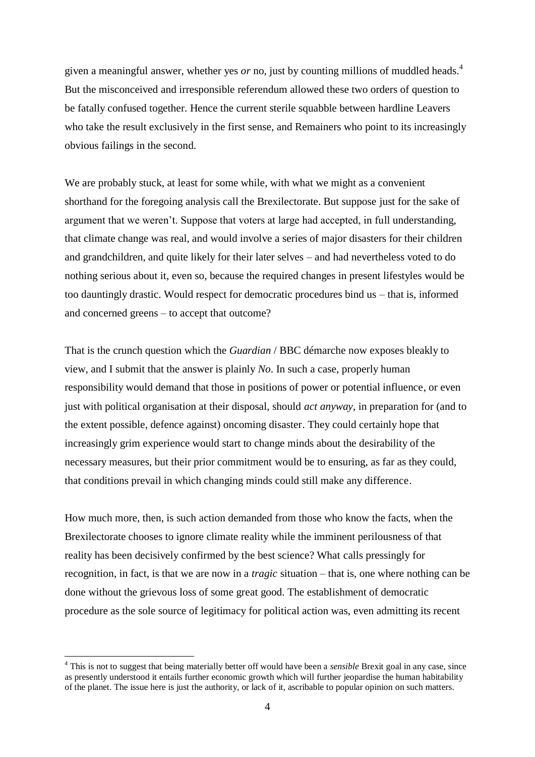given a meaningful answer, whether yes *or* no, just by counting millions of muddled heads.[4] But the misconceived and irresponsible referendum allowed these two orders of question to be fatally confused together. Hence the current sterile squabble between hardline Leavers who take the result exclusively in the first sense, and Remainers who point to its increasingly obvious failings in the second.

We are probably stuck, at least for some while, with what we might as a convenient shorthand for the foregoing analysis call the Brexilectorate. But suppose just for the sake of argument that we weren't. Suppose that voters at large had accepted, in full understanding, that climate change was real, and would involve a series of major disasters for their children and grandchildren, and quite likely for their later selves – and had nevertheless voted to do nothing serious about it, even so, because the required changes in present lifestyles would be too dauntingly drastic. Would respect for democratic procedures bind us – that is, informed and concerned greens – to accept that outcome?

That is the crunch question which the *Guardian* / BBC démarche now exposes bleakly to view, and I submit that the answer is plainly *No*. In such a case, properly human responsibility would demand that those in positions of power or potential influence, or even just with political organisation at their disposal, should *act anyway*, in preparation for (and to the extent possible, defence against) oncoming disaster. They could certainly hope that increasingly grim experience would start to change minds about the desirability of the necessary measures, but their prior commitment would be to ensuring, as far as they could, that conditions prevail in which changing minds could still make any difference.

How much more, then, is such action demanded from those who know the facts, when the Brexilectorate chooses to ignore climate reality while the imminent perilousness of that reality has been decisively confirmed by the best science? What calls pressingly for recognition, in fact, is that we are now in a *tragic* situation – that is, one where nothing can be done without the grievous loss of some great good. The establishment of democratic procedure as the sole source of legitimacy for political action was, even admitting its recent

[4] This is not to suggest that being materially better off would have been a *sensible* Brexit goal in any case, since as presently understood it entails further economic growth which will further jeopardise the human habitability of the planet. The issue here is just the authority, or lack of it, ascribable to popular opinion on such matters.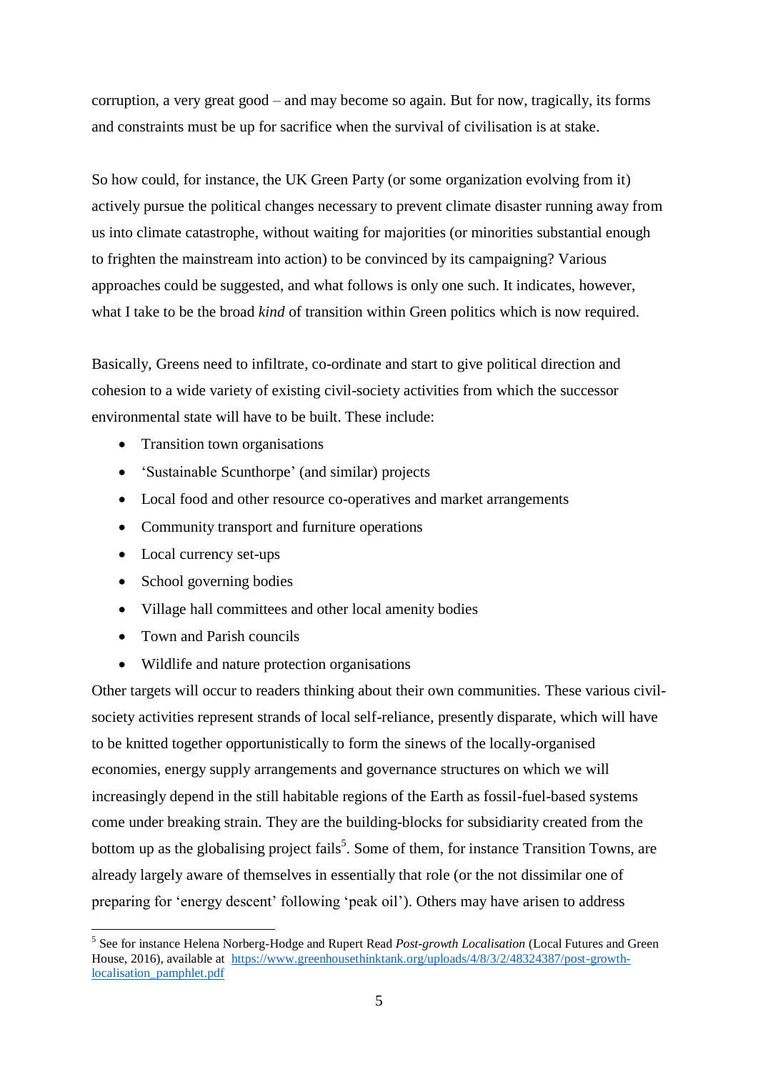corruption, a very great good – and may become so again. But for now, tragically, its forms and constraints must be up for sacrifice when the survival of civilisation is at stake.

So how could, for instance, the UK Green Party (or some organization evolving from it) actively pursue the political changes necessary to prevent climate disaster running away from us into climate catastrophe, without waiting for majorities (or minorities substantial enough to frighten the mainstream into action) to be convinced by its campaigning? Various approaches could be suggested, and what follows is only one such. It indicates, however, what I take to be the broad *kind* of transition within Green politics which is now required.

Basically, Greens need to infiltrate, co-ordinate and start to give political direction and cohesion to a wide variety of existing civil-society activities from which the successor environmental state will have to be built. These include:

- Transition town organisations
- 'Sustainable Scunthorpe' (and similar) projects
- Local food and other resource co-operatives and market arrangements
- Community transport and furniture operations
- Local currency set-ups
- School governing bodies
- Village hall committees and other local amenity bodies
- Town and Parish councils
- Wildlife and nature protection organisations

Other targets will occur to readers thinking about their own communities. These various civil-society activities represent strands of local self-reliance, presently disparate, which will have to be knitted together opportunistically to form the sinews of the locally-organised economies, energy supply arrangements and governance structures on which we will increasingly depend in the still habitable regions of the Earth as fossil-fuel-based systems come under breaking strain. They are the building-blocks for subsidiarity created from the bottom up as the globalising project fails[5]. Some of them, for instance Transition Towns, are already largely aware of themselves in essentially that role (or the not dissimilar one of preparing for 'energy descent' following 'peak oil'). Others may have arisen to address

[5] See for instance Helena Norberg-Hodge and Rupert Read *Post-growth Localisation* (Local Futures and Green House, 2016), available at https://www.greenhousethinktank.org/uploads/4/8/3/2/48324387/post-growth-localisation_pamphlet.pdf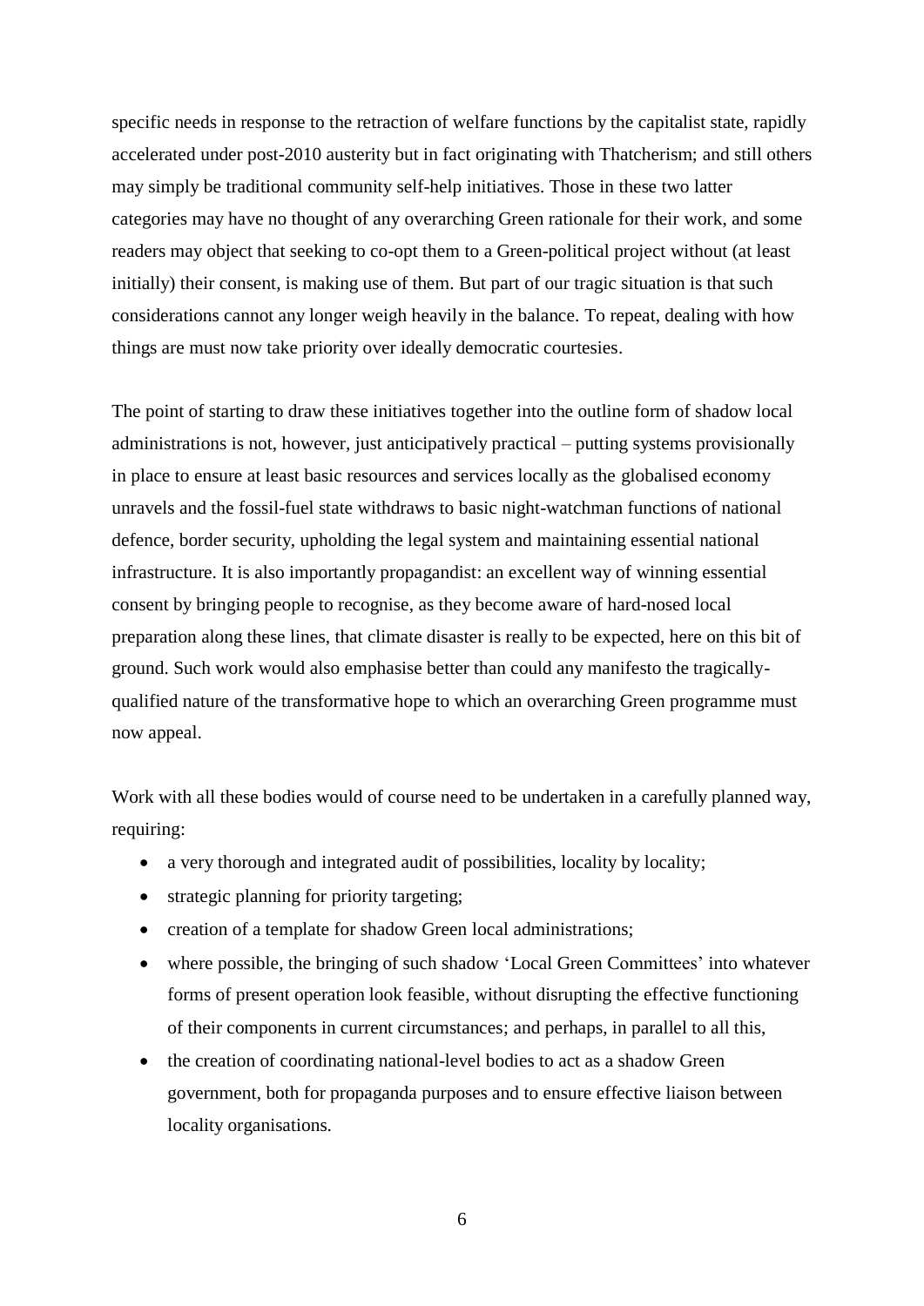specific needs in response to the retraction of welfare functions by the capitalist state, rapidly accelerated under post-2010 austerity but in fact originating with Thatcherism; and still others may simply be traditional community self-help initiatives. Those in these two latter categories may have no thought of any overarching Green rationale for their work, and some readers may object that seeking to co-opt them to a Green-political project without (at least initially) their consent, is making use of them. But part of our tragic situation is that such considerations cannot any longer weigh heavily in the balance. To repeat, dealing with how things are must now take priority over ideally democratic courtesies.

The point of starting to draw these initiatives together into the outline form of shadow local administrations is not, however, just anticipatively practical – putting systems provisionally in place to ensure at least basic resources and services locally as the globalised economy unravels and the fossil-fuel state withdraws to basic night-watchman functions of national defence, border security, upholding the legal system and maintaining essential national infrastructure. It is also importantly propagandist: an excellent way of winning essential consent by bringing people to recognise, as they become aware of hard-nosed local preparation along these lines, that climate disaster is really to be expected, here on this bit of ground. Such work would also emphasise better than could any manifesto the tragically-qualified nature of the transformative hope to which an overarching Green programme must now appeal.

Work with all these bodies would of course need to be undertaken in a carefully planned way, requiring:

- a very thorough and integrated audit of possibilities, locality by locality;
- strategic planning for priority targeting;
- creation of a template for shadow Green local administrations;
- where possible, the bringing of such shadow 'Local Green Committees' into whatever forms of present operation look feasible, without disrupting the effective functioning of their components in current circumstances; and perhaps, in parallel to all this,
- the creation of coordinating national-level bodies to act as a shadow Green government, both for propaganda purposes and to ensure effective liaison between locality organisations.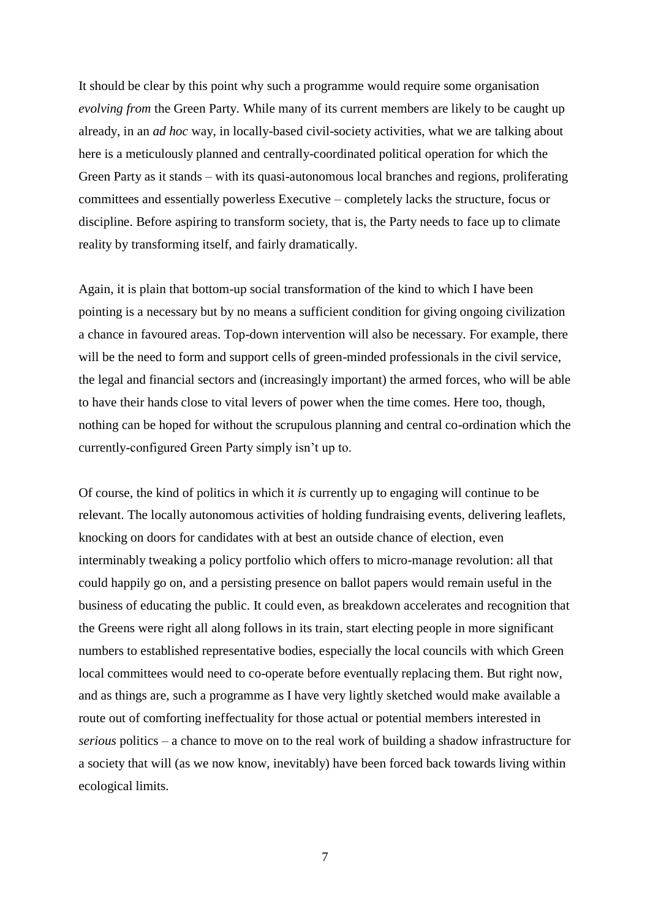It should be clear by this point why such a programme would require some organisation *evolving from* the Green Party. While many of its current members are likely to be caught up already, in an *ad hoc* way, in locally-based civil-society activities, what we are talking about here is a meticulously planned and centrally-coordinated political operation for which the Green Party as it stands – with its quasi-autonomous local branches and regions, proliferating committees and essentially powerless Executive – completely lacks the structure, focus or discipline. Before aspiring to transform society, that is, the Party needs to face up to climate reality by transforming itself, and fairly dramatically.

Again, it is plain that bottom-up social transformation of the kind to which I have been pointing is a necessary but by no means a sufficient condition for giving ongoing civilization a chance in favoured areas. Top-down intervention will also be necessary. For example, there will be the need to form and support cells of green-minded professionals in the civil service, the legal and financial sectors and (increasingly important) the armed forces, who will be able to have their hands close to vital levers of power when the time comes. Here too, though, nothing can be hoped for without the scrupulous planning and central co-ordination which the currently-configured Green Party simply isn't up to.

Of course, the kind of politics in which it *is* currently up to engaging will continue to be relevant. The locally autonomous activities of holding fundraising events, delivering leaflets, knocking on doors for candidates with at best an outside chance of election, even interminably tweaking a policy portfolio which offers to micro-manage revolution: all that could happily go on, and a persisting presence on ballot papers would remain useful in the business of educating the public. It could even, as breakdown accelerates and recognition that the Greens were right all along follows in its train, start electing people in more significant numbers to established representative bodies, especially the local councils with which Green local committees would need to co-operate before eventually replacing them. But right now, and as things are, such a programme as I have very lightly sketched would make available a route out of comforting ineffectuality for those actual or potential members interested in *serious* politics – a chance to move on to the real work of building a shadow infrastructure for a society that will (as we now know, inevitably) have been forced back towards living within ecological limits.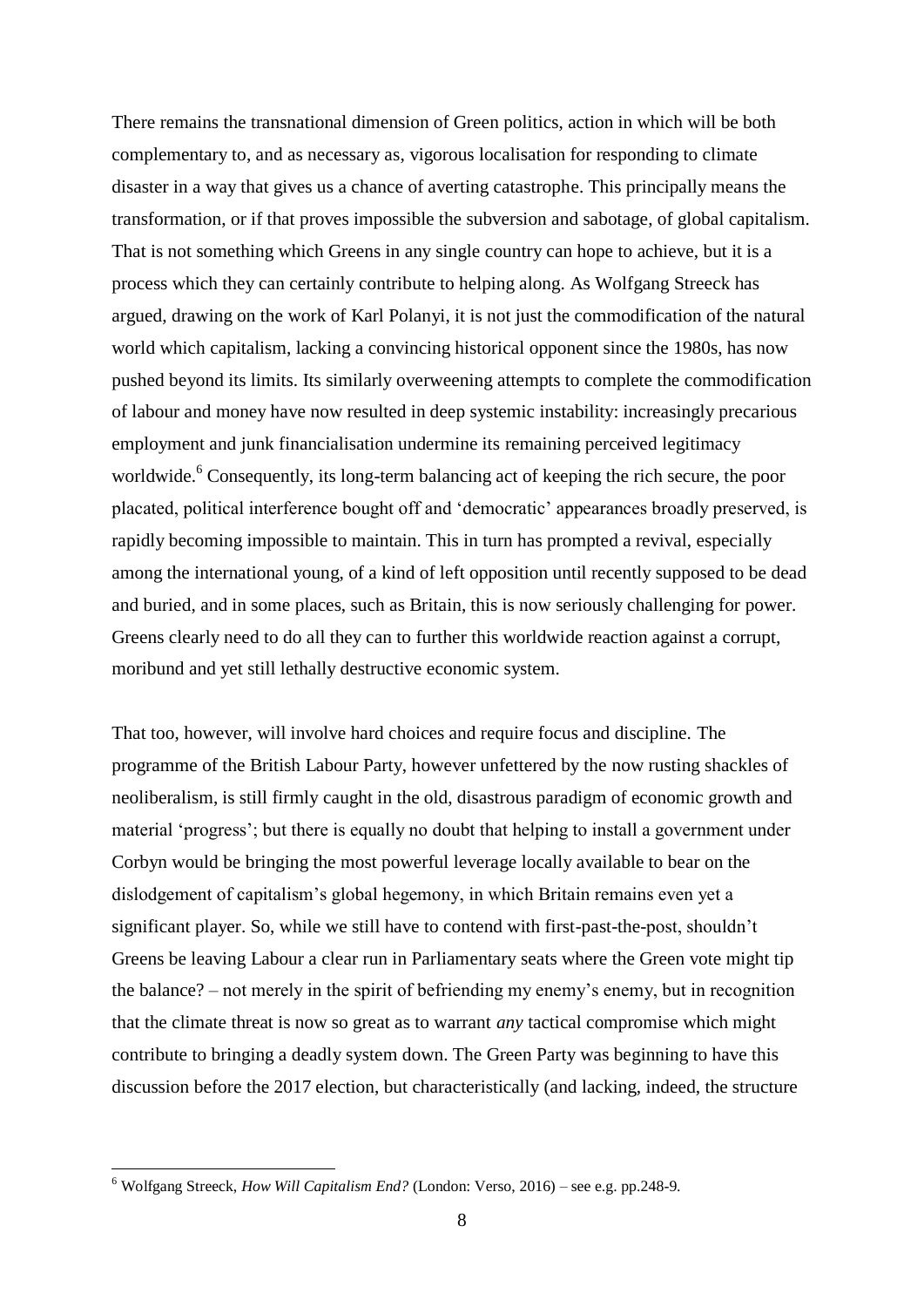There remains the transnational dimension of Green politics, action in which will be both complementary to, and as necessary as, vigorous localisation for responding to climate disaster in a way that gives us a chance of averting catastrophe. This principally means the transformation, or if that proves impossible the subversion and sabotage, of global capitalism. That is not something which Greens in any single country can hope to achieve, but it is a process which they can certainly contribute to helping along. As Wolfgang Streeck has argued, drawing on the work of Karl Polanyi, it is not just the commodification of the natural world which capitalism, lacking a convincing historical opponent since the 1980s, has now pushed beyond its limits. Its similarly overweening attempts to complete the commodification of labour and money have now resulted in deep systemic instability: increasingly precarious employment and junk financialisation undermine its remaining perceived legitimacy worldwide.[6] Consequently, its long-term balancing act of keeping the rich secure, the poor placated, political interference bought off and 'democratic' appearances broadly preserved, is rapidly becoming impossible to maintain. This in turn has prompted a revival, especially among the international young, of a kind of left opposition until recently supposed to be dead and buried, and in some places, such as Britain, this is now seriously challenging for power. Greens clearly need to do all they can to further this worldwide reaction against a corrupt, moribund and yet still lethally destructive economic system.

That too, however, will involve hard choices and require focus and discipline. The programme of the British Labour Party, however unfettered by the now rusting shackles of neoliberalism, is still firmly caught in the old, disastrous paradigm of economic growth and material 'progress'; but there is equally no doubt that helping to install a government under Corbyn would be bringing the most powerful leverage locally available to bear on the dislodgement of capitalism's global hegemony, in which Britain remains even yet a significant player. So, while we still have to contend with first-past-the-post, shouldn't Greens be leaving Labour a clear run in Parliamentary seats where the Green vote might tip the balance? – not merely in the spirit of befriending my enemy's enemy, but in recognition that the climate threat is now so great as to warrant *any* tactical compromise which might contribute to bringing a deadly system down. The Green Party was beginning to have this discussion before the 2017 election, but characteristically (and lacking, indeed, the structure

[6] Wolfgang Streeck, *How Will Capitalism End?* (London: Verso, 2016) – see e.g. pp.248-9.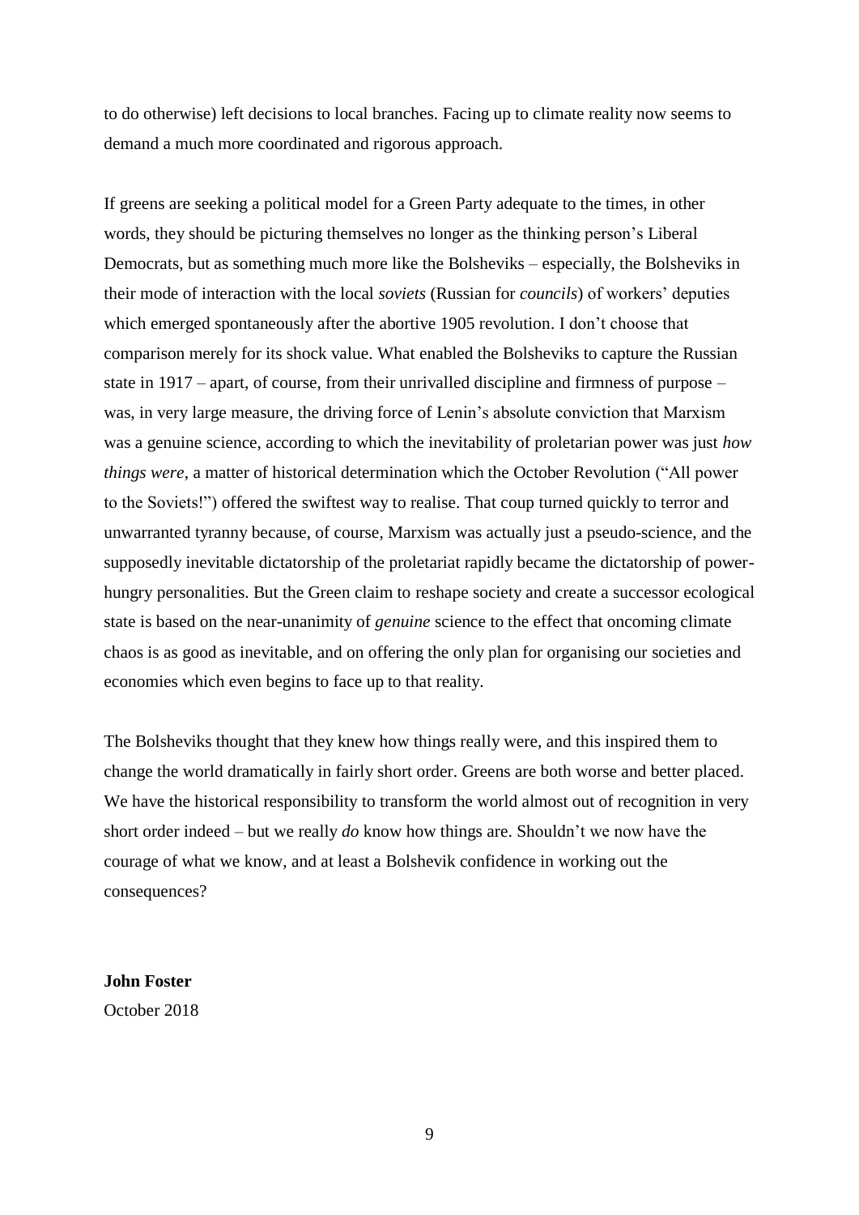to do otherwise) left decisions to local branches. Facing up to climate reality now seems to demand a much more coordinated and rigorous approach.

If greens are seeking a political model for a Green Party adequate to the times, in other words, they should be picturing themselves no longer as the thinking person's Liberal Democrats, but as something much more like the Bolsheviks – especially, the Bolsheviks in their mode of interaction with the local *soviets* (Russian for *councils*) of workers' deputies which emerged spontaneously after the abortive 1905 revolution. I don't choose that comparison merely for its shock value. What enabled the Bolsheviks to capture the Russian state in 1917 – apart, of course, from their unrivalled discipline and firmness of purpose – was, in very large measure, the driving force of Lenin's absolute conviction that Marxism was a genuine science, according to which the inevitability of proletarian power was just *how things were*, a matter of historical determination which the October Revolution ("All power to the Soviets!") offered the swiftest way to realise. That coup turned quickly to terror and unwarranted tyranny because, of course, Marxism was actually just a pseudo-science, and the supposedly inevitable dictatorship of the proletariat rapidly became the dictatorship of power-hungry personalities. But the Green claim to reshape society and create a successor ecological state is based on the near-unanimity of *genuine* science to the effect that oncoming climate chaos is as good as inevitable, and on offering the only plan for organising our societies and economies which even begins to face up to that reality.

The Bolsheviks thought that they knew how things really were, and this inspired them to change the world dramatically in fairly short order. Greens are both worse and better placed. We have the historical responsibility to transform the world almost out of recognition in very short order indeed – but we really *do* know how things are. Shouldn't we now have the courage of what we know, and at least a Bolshevik confidence in working out the consequences?

**John Foster**

October 2018